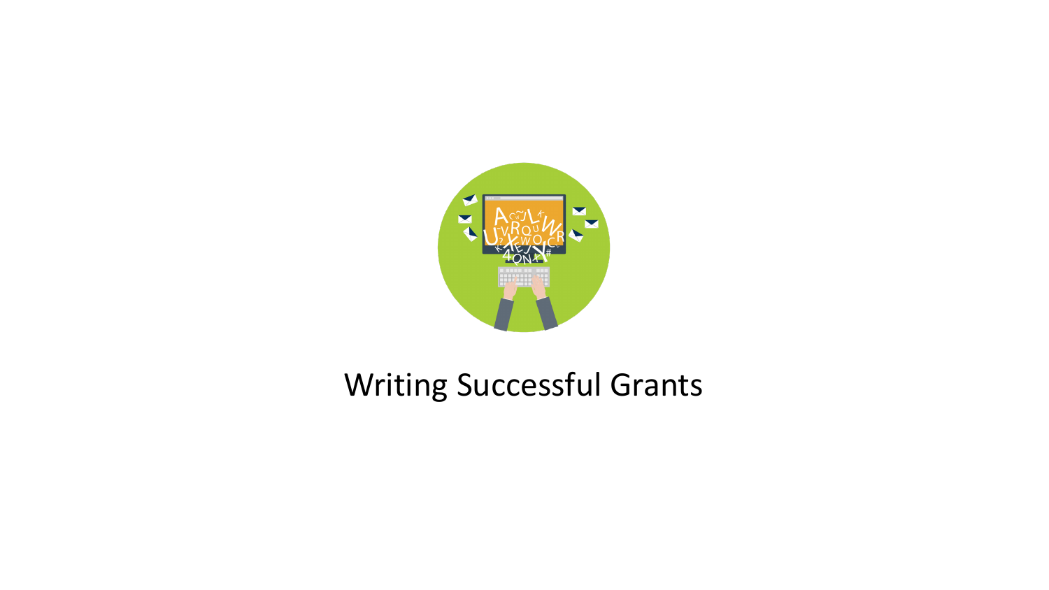# Writing Successful Grants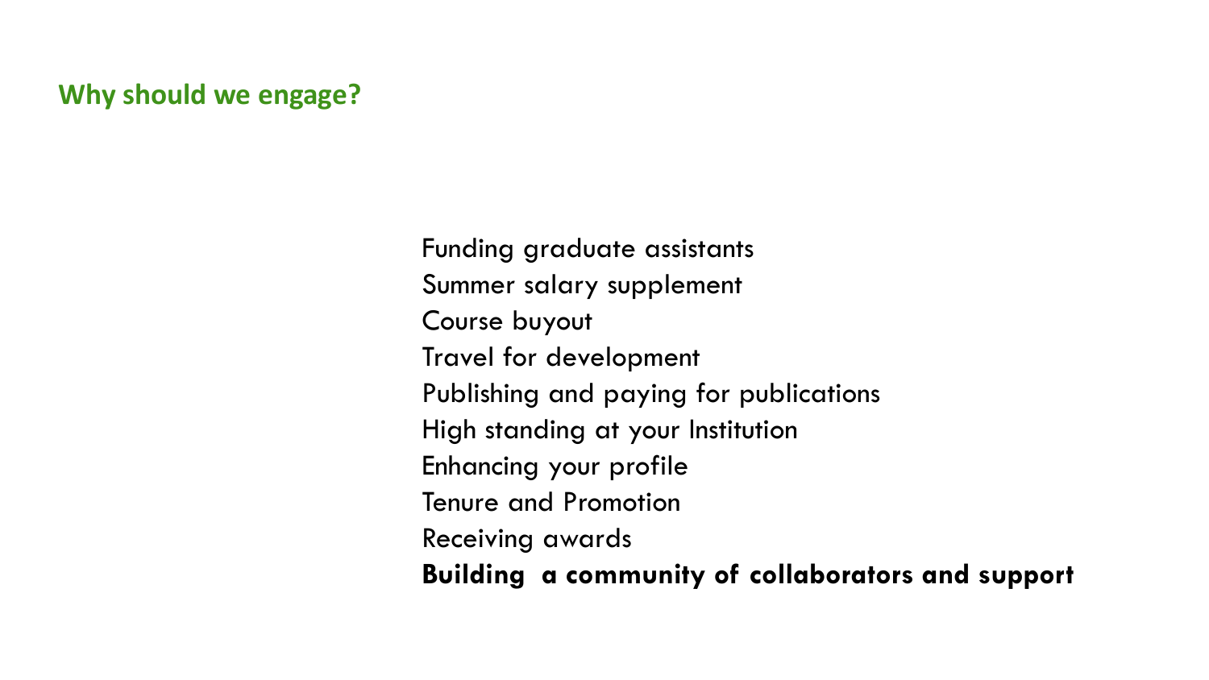## Why should we engage?

Funding graduate assistants
Summer salary supplement
Course buyout
Travel for development
Publishing and paying for publications
High standing at your Institution
Enhancing your profile
Tenure and Promotion
Receiving awards
**Building a community of collaborators and support**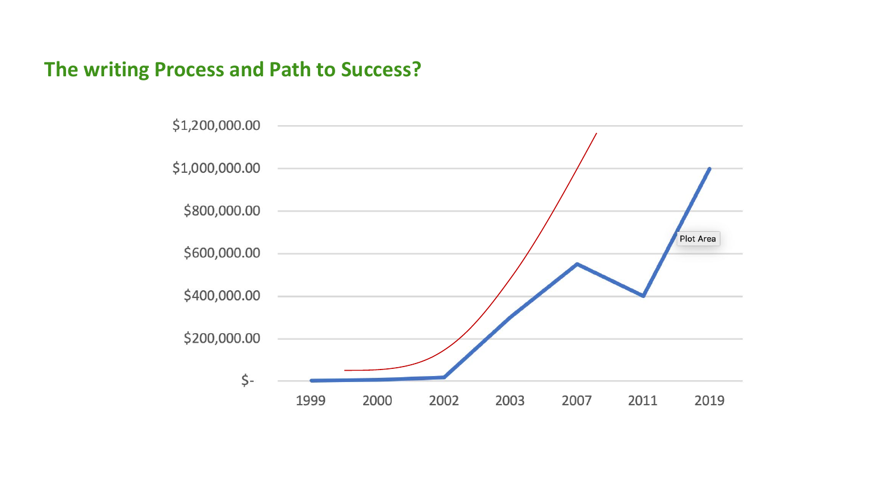## The writing Process and Path to Success?

$1,200,000.00

$1,000,000.00

$800,000.00

$600,000.00

$400,000.00

$200,000.00

$-

1999 2000 2002 2003 2007 2011 2019

Plot Area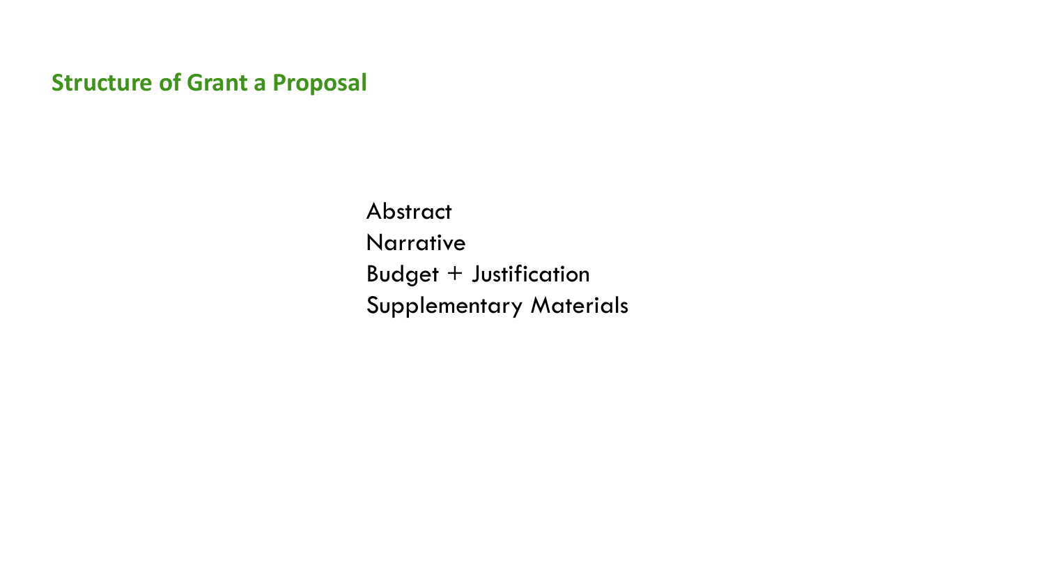## Structure of Grant a Proposal

Abstract
Narrative
Budget + Justification
Supplementary Materials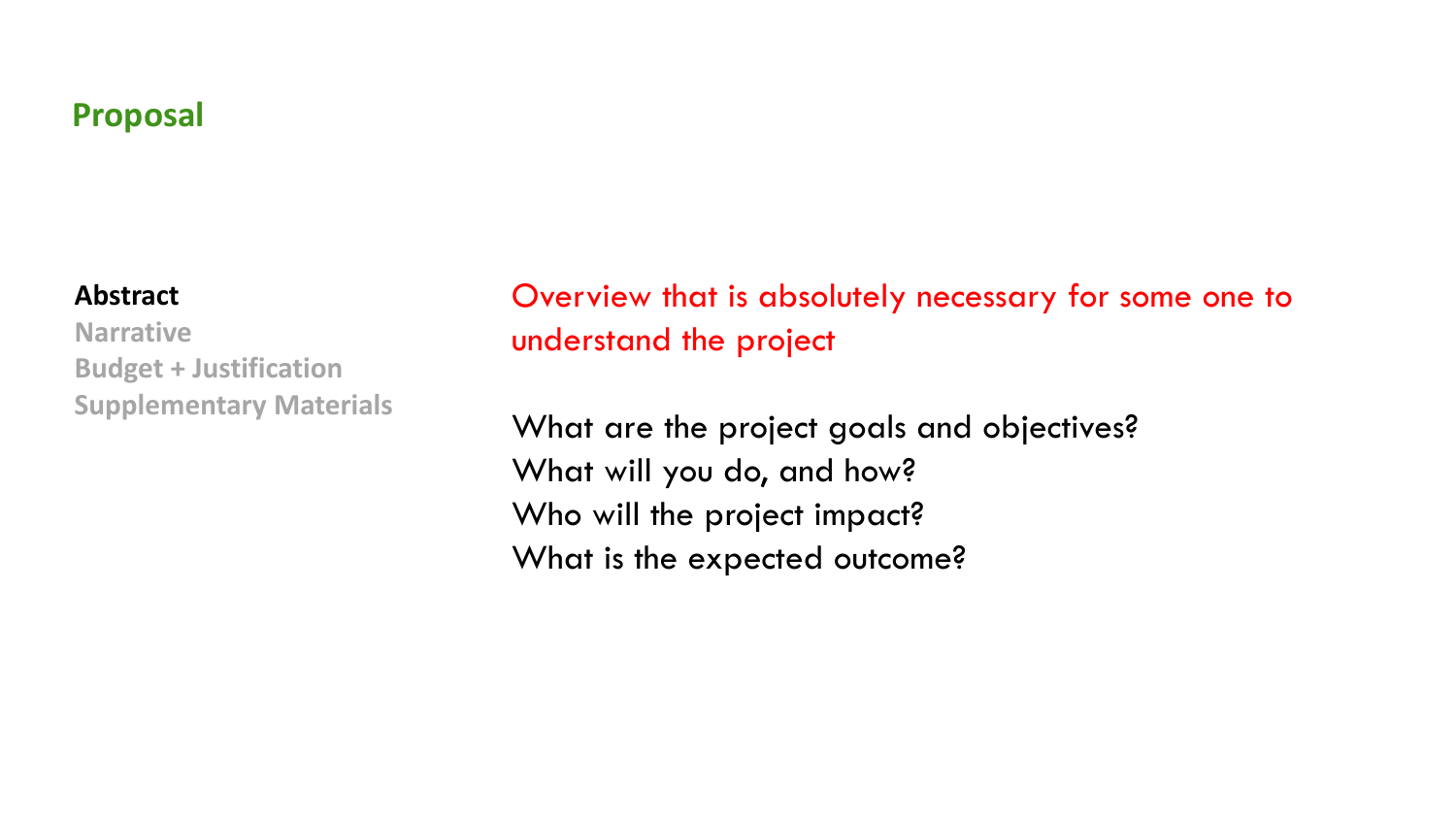## Proposal

**Abstract**
Narrative
Budget + Justification
Supplementary Materials

Overview that is absolutely necessary for some one to understand the project

What are the project goals and objectives?
What will you do, and how?
Who will the project impact?
What is the expected outcome?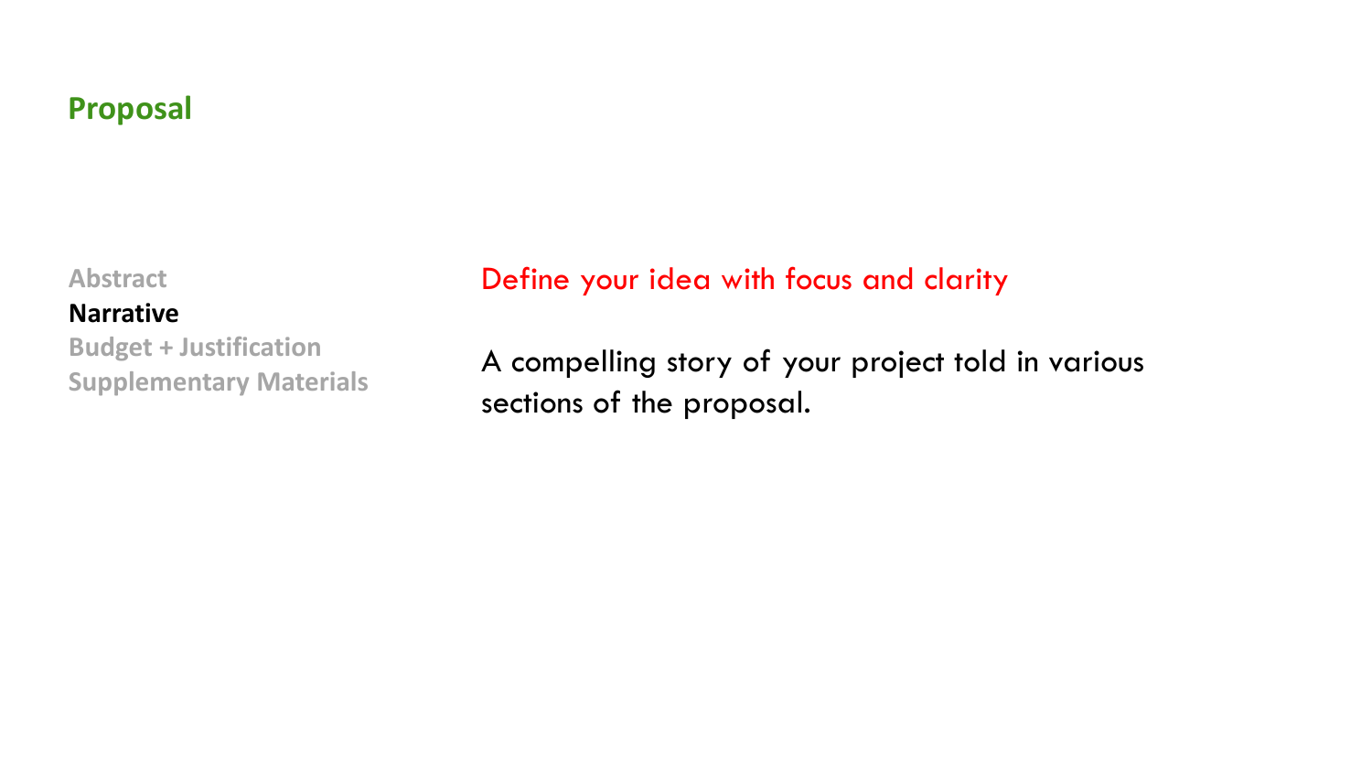## Proposal

- Abstract
- **Narrative**
- Budget + Justification
- Supplementary Materials

Define your idea with focus and clarity

A compelling story of your project told in various sections of the proposal.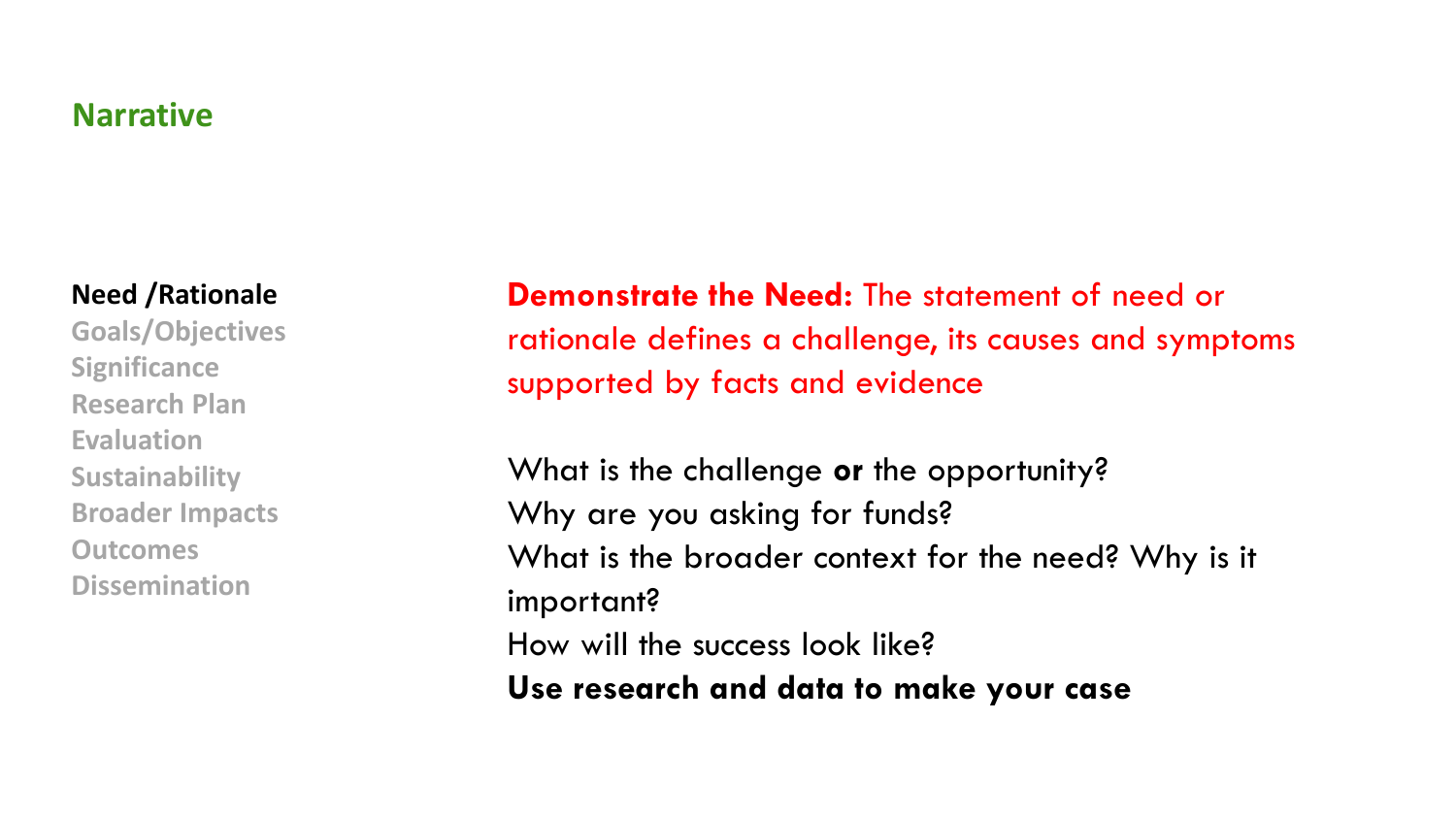## Narrative

**Need /Rationale**
Goals/Objectives
Significance
Research Plan
Evaluation
Sustainability
Broader Impacts
Outcomes
Dissemination

**Demonstrate the Need:** The statement of need or rationale defines a challenge, its causes and symptoms supported by facts and evidence

What is the challenge **or** the opportunity?
Why are you asking for funds?
What is the broader context for the need? Why is it important?
How will the success look like?
**Use research and data to make your case**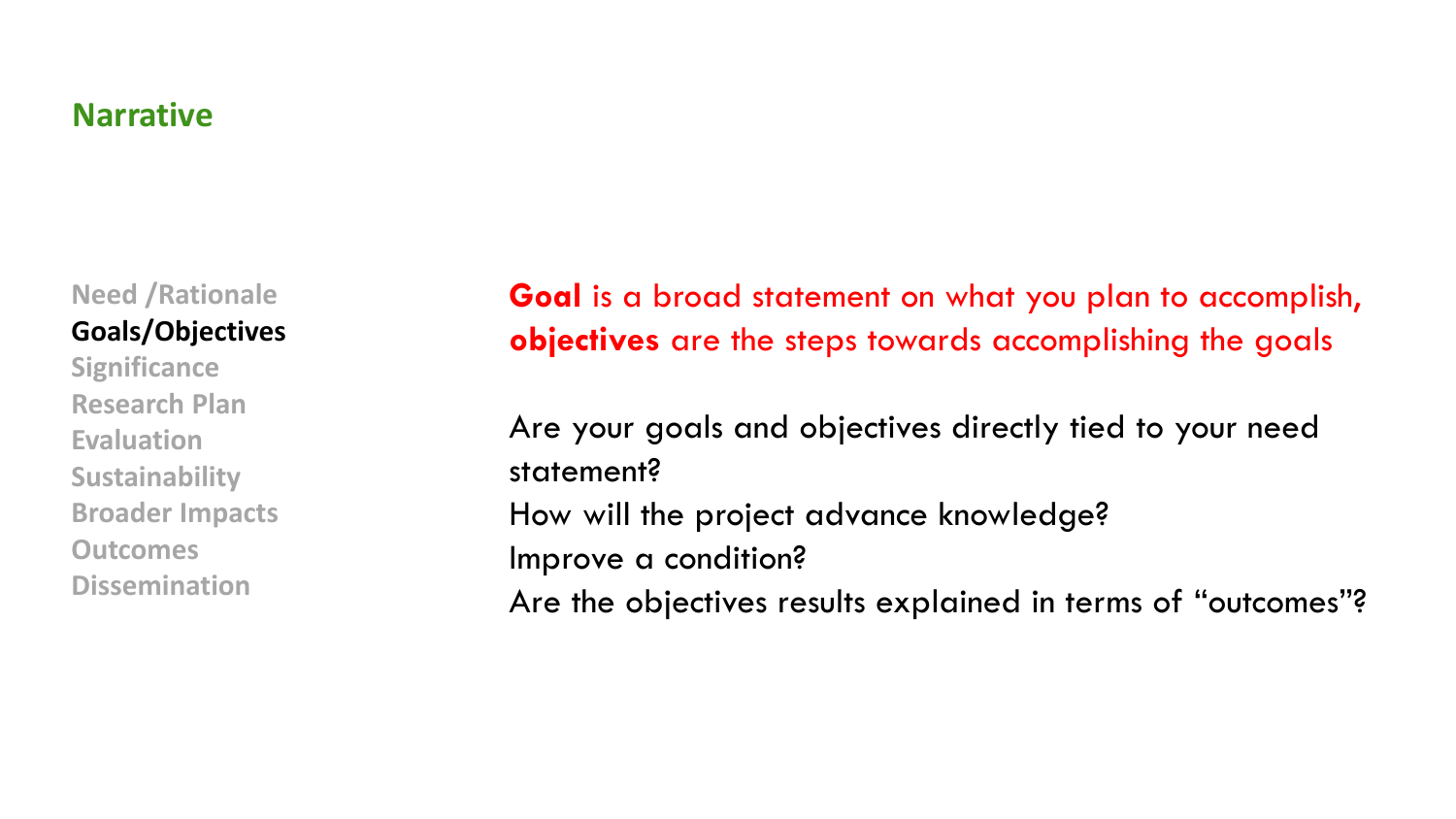## Narrative

Need /Rationale
**Goals/Objectives**
Significance
Research Plan
Evaluation
Sustainability
Broader Impacts
Outcomes
Dissemination

**Goal** is a broad statement on what you plan to accomplish, **objectives** are the steps towards accomplishing the goals

Are your goals and objectives directly tied to your need statement?
How will the project advance knowledge?
Improve a condition?
Are the objectives results explained in terms of "outcomes"?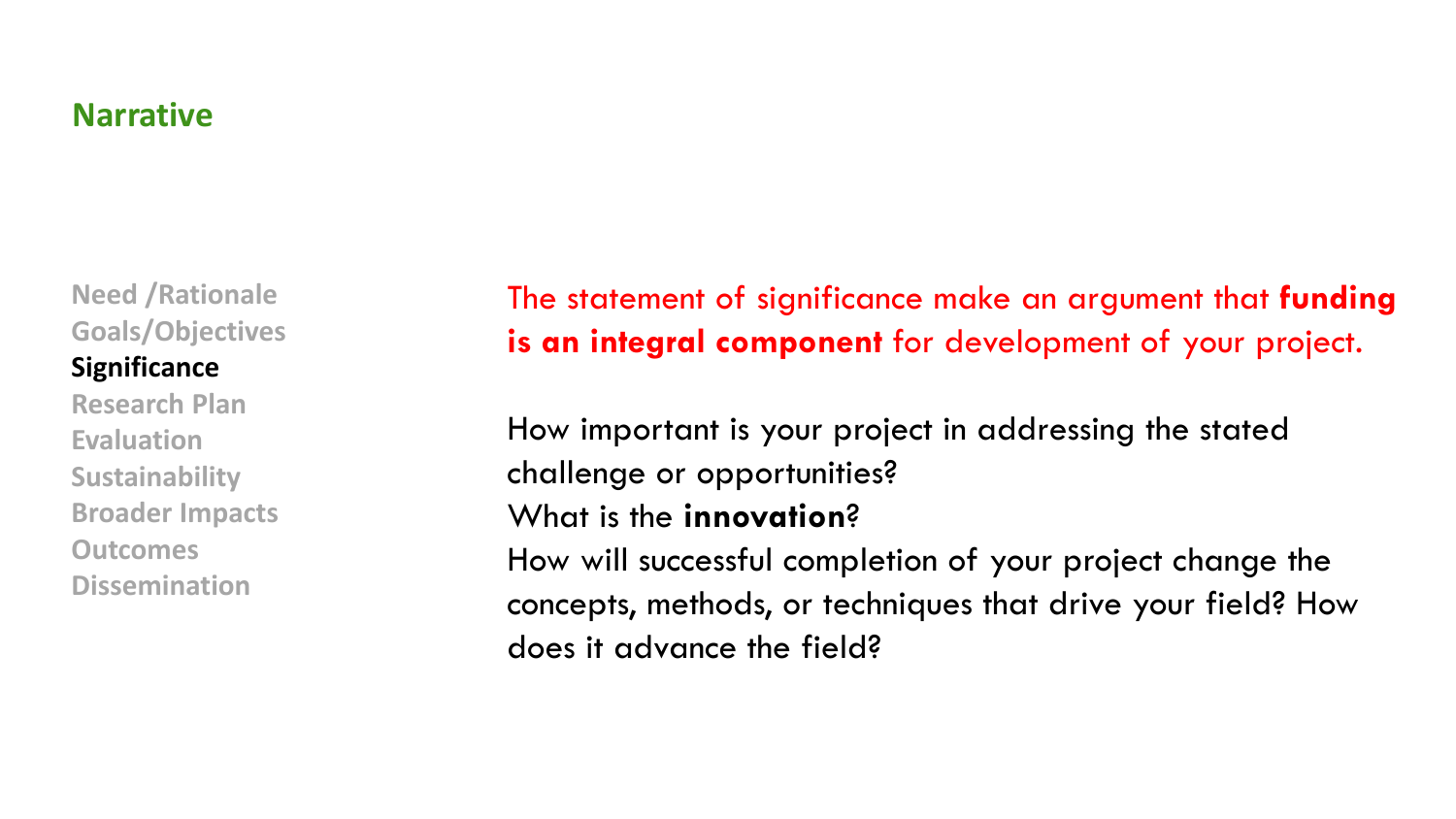## Narrative

Need /Rationale
Goals/Objectives
**Significance**
Research Plan
Evaluation
Sustainability
Broader Impacts
Outcomes
Dissemination

The statement of significance make an argument that **funding is an integral component** for development of your project.

How important is your project in addressing the stated challenge or opportunities?
What is the **innovation**?
How will successful completion of your project change the concepts, methods, or techniques that drive your field? How does it advance the field?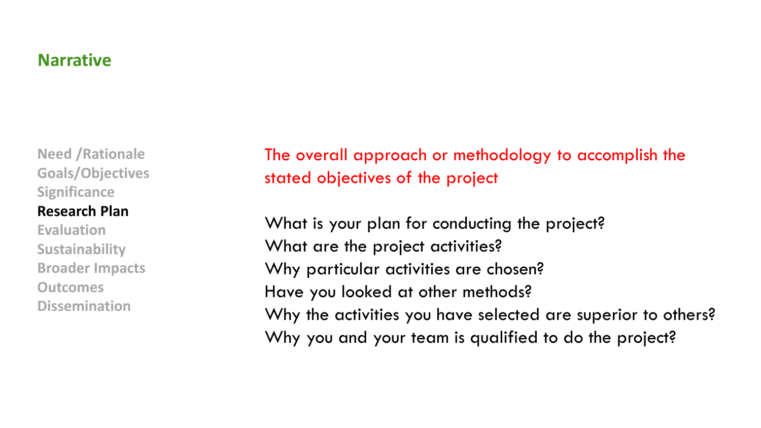## Narrative

- Need /Rationale
- Goals/Objectives
- Significance
- **Research Plan**
- Evaluation
- Sustainability
- Broader Impacts
- Outcomes
- Dissemination

The overall approach or methodology to accomplish the stated objectives of the project

What is your plan for conducting the project?
What are the project activities?
Why particular activities are chosen?
Have you looked at other methods?
Why the activities you have selected are superior to others?
Why you and your team is qualified to do the project?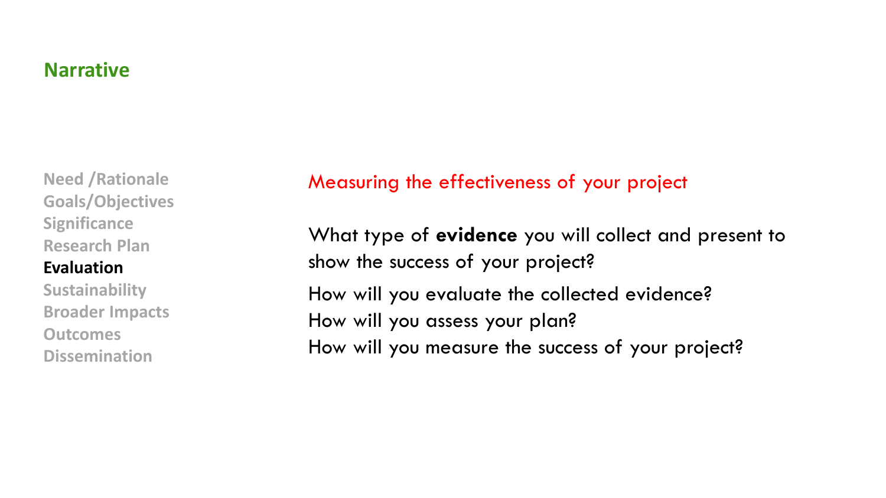## Narrative

- Need /Rationale
- Goals/Objectives
- Significance
- Research Plan
- **Evaluation**
- Sustainability
- Broader Impacts
- Outcomes
- Dissemination

### Measuring the effectiveness of your project

What type of **evidence** you will collect and present to show the success of your project?

How will you evaluate the collected evidence?
How will you assess your plan?
How will you measure the success of your project?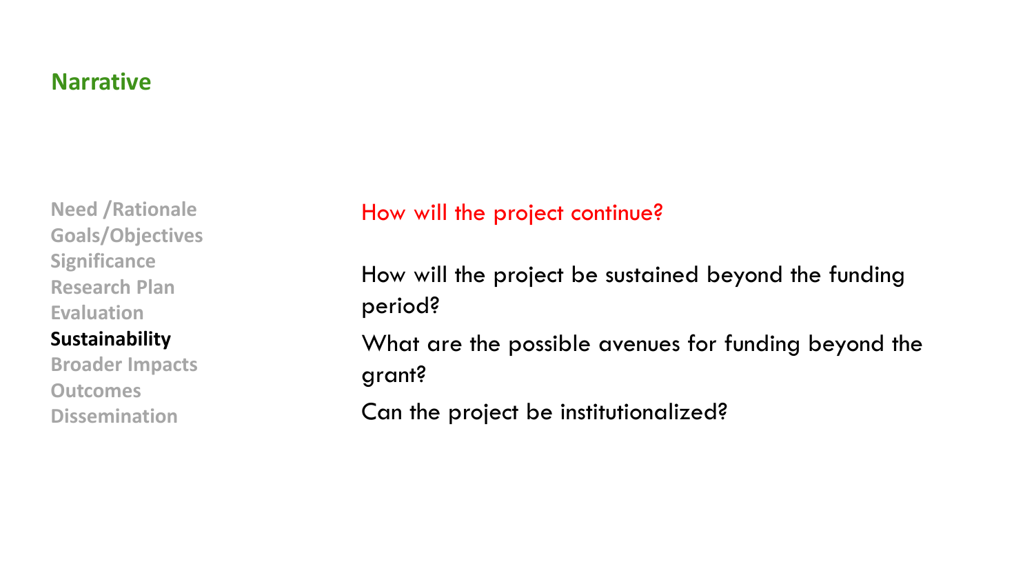## Narrative

- Need /Rationale
- Goals/Objectives
- Significance
- Research Plan
- Evaluation
- **Sustainability**
- Broader Impacts
- Outcomes
- Dissemination

### How will the project continue?

How will the project be sustained beyond the funding period?

What are the possible avenues for funding beyond the grant?

Can the project be institutionalized?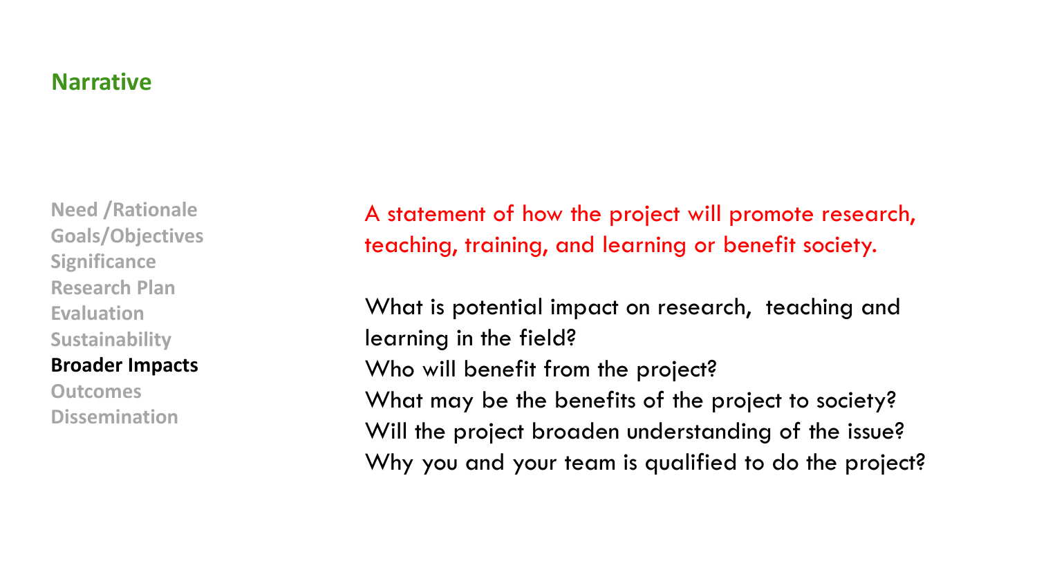## Narrative

- Need /Rationale
- Goals/Objectives
- Significance
- Research Plan
- Evaluation
- Sustainability
- **Broader Impacts**
- Outcomes
- Dissemination

A statement of how the project will promote research, teaching, training, and learning or benefit society.

What is potential impact on research, teaching and learning in the field?
Who will benefit from the project?
What may be the benefits of the project to society?
Will the project broaden understanding of the issue?
Why you and your team is qualified to do the project?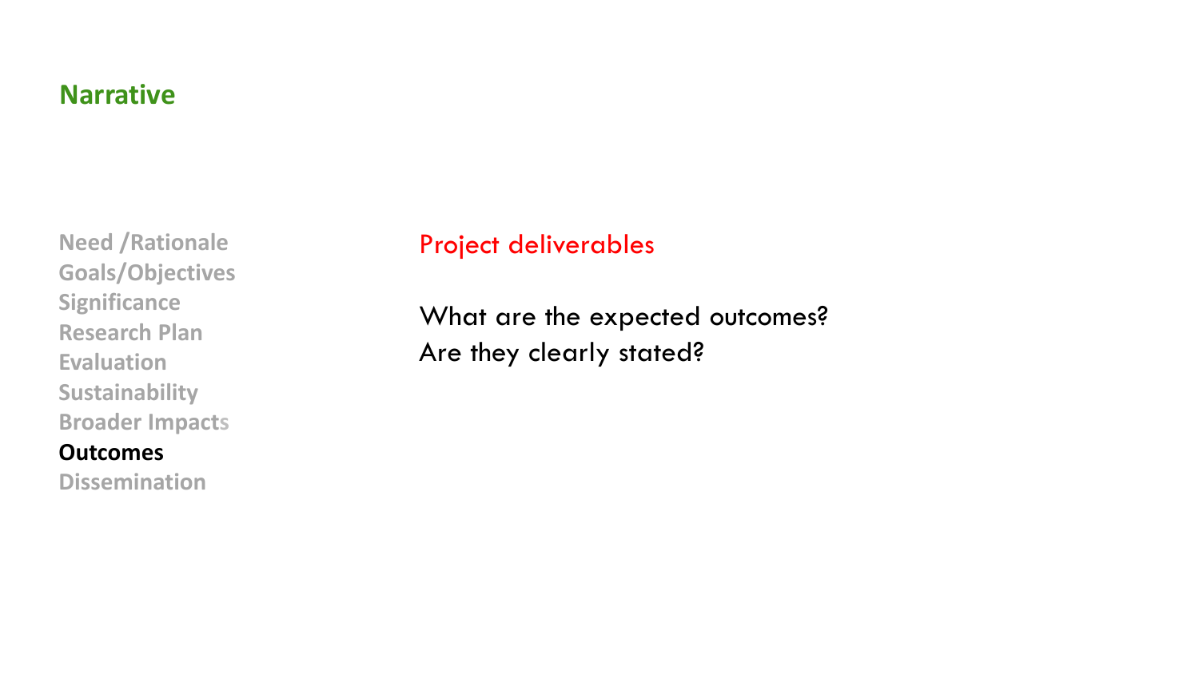## Narrative

Need /Rationale
Goals/Objectives
Significance
Research Plan
Evaluation
Sustainability
Broader Impacts
**Outcomes**
Dissemination

Project deliverables

What are the expected outcomes?
Are they clearly stated?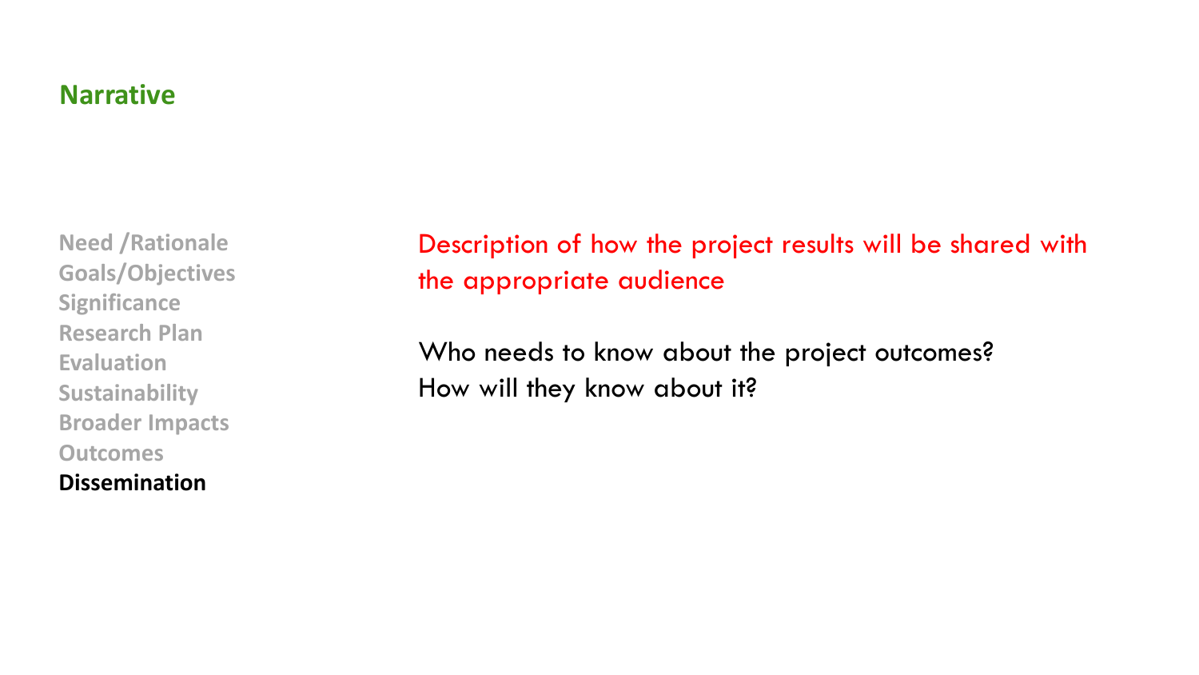## Narrative

Need /Rationale
Goals/Objectives
Significance
Research Plan
Evaluation
Sustainability
Broader Impacts
Outcomes
**Dissemination**

Description of how the project results will be shared with the appropriate audience

Who needs to know about the project outcomes?
How will they know about it?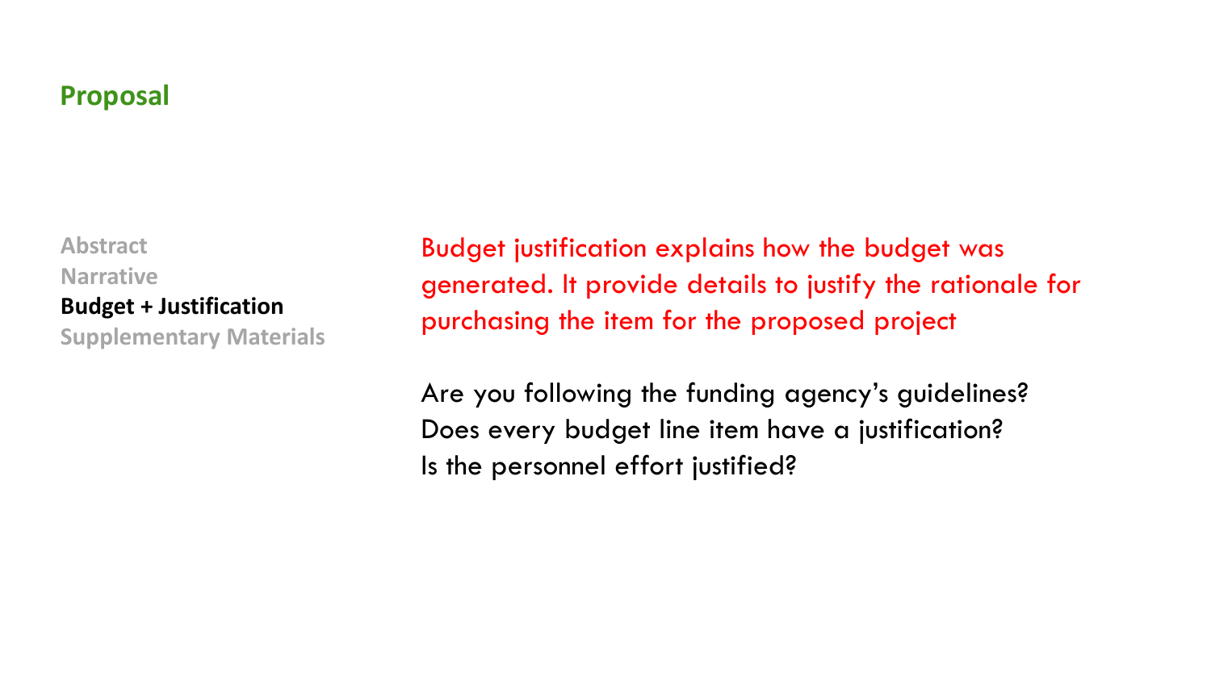## Proposal

Abstract
Narrative
**Budget + Justification**
Supplementary Materials

Budget justification explains how the budget was generated. It provide details to justify the rationale for purchasing the item for the proposed project

Are you following the funding agency's guidelines?
Does every budget line item have a justification?
Is the personnel effort justified?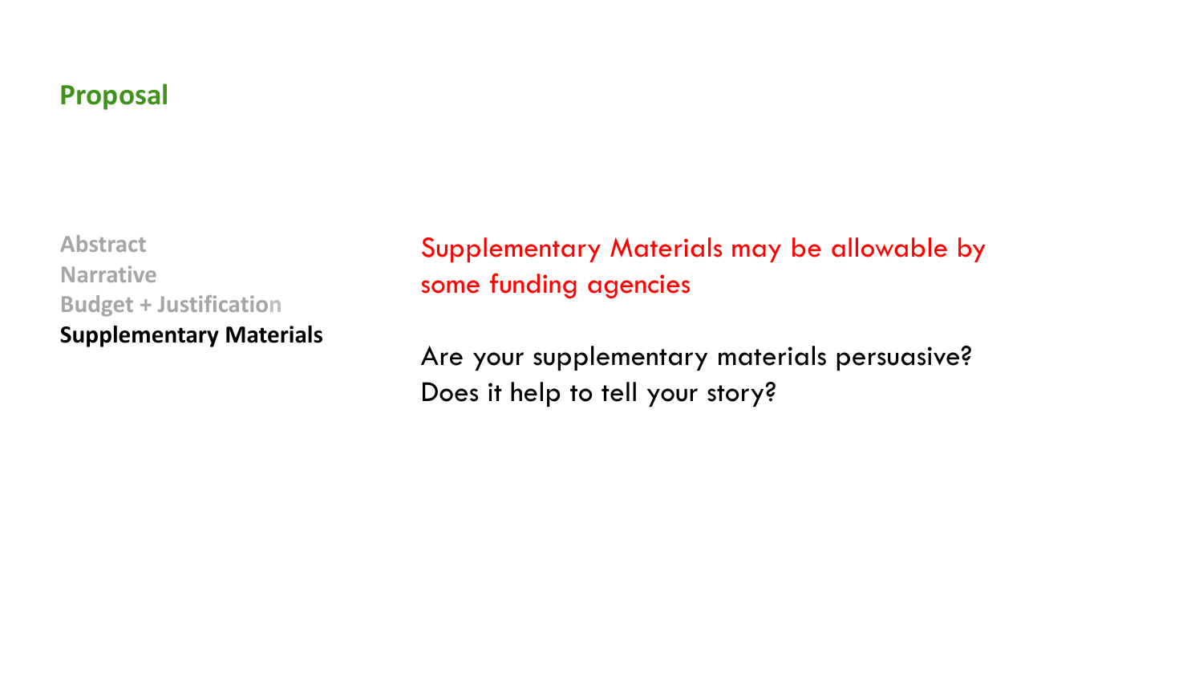## Proposal

Abstract
Narrative
Budget + Justification
**Supplementary Materials**

Supplementary Materials may be allowable by some funding agencies

Are your supplementary materials persuasive?
Does it help to tell your story?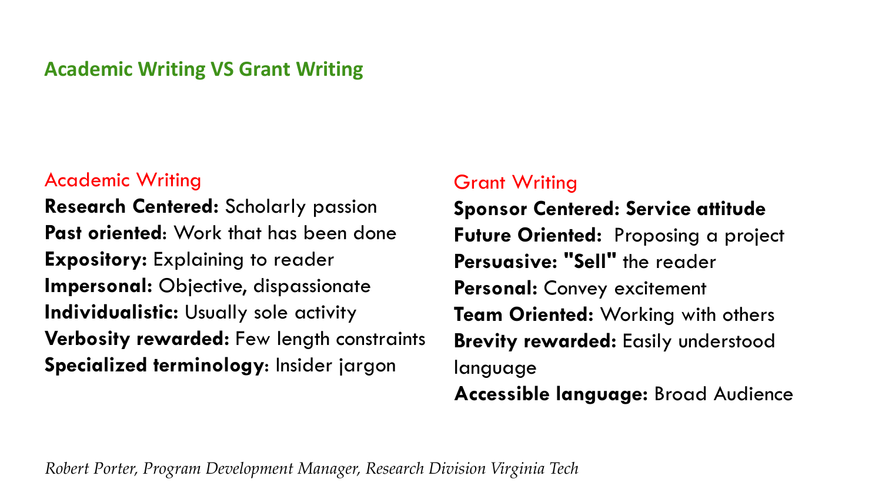## Academic Writing VS Grant Writing

### Academic Writing

**Research Centered:** Scholarly passion
**Past oriented**: Work that has been done
**Expository:** Explaining to reader
**Impersonal:** Objective, dispassionate
**Individualistic:** Usually sole activity
**Verbosity rewarded:** Few length constraints
**Specialized terminology**: Insider jargon

### Grant Writing

**Sponsor Centered: Service attitude**
**Future Oriented:** Proposing a project
**Persuasive: "Sell"** the reader
**Personal:** Convey excitement
**Team Oriented:** Working with others
**Brevity rewarded:** Easily understood language
**Accessible language:** Broad Audience

*Robert Porter, Program Development Manager, Research Division Virginia Tech*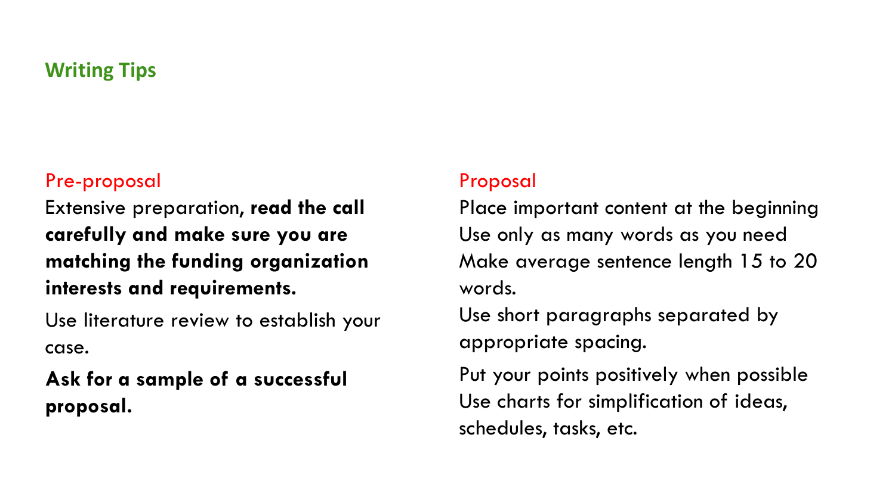## Writing Tips

### Pre-proposal

Extensive preparation, **read the call carefully and make sure you are matching the funding organization interests and requirements.**

Use literature review to establish your case.

**Ask for a sample of a successful proposal.**

### Proposal

Place important content at the beginning
Use only as many words as you need
Make average sentence length 15 to 20 words.
Use short paragraphs separated by appropriate spacing.

Put your points positively when possible
Use charts for simplification of ideas, schedules, tasks, etc.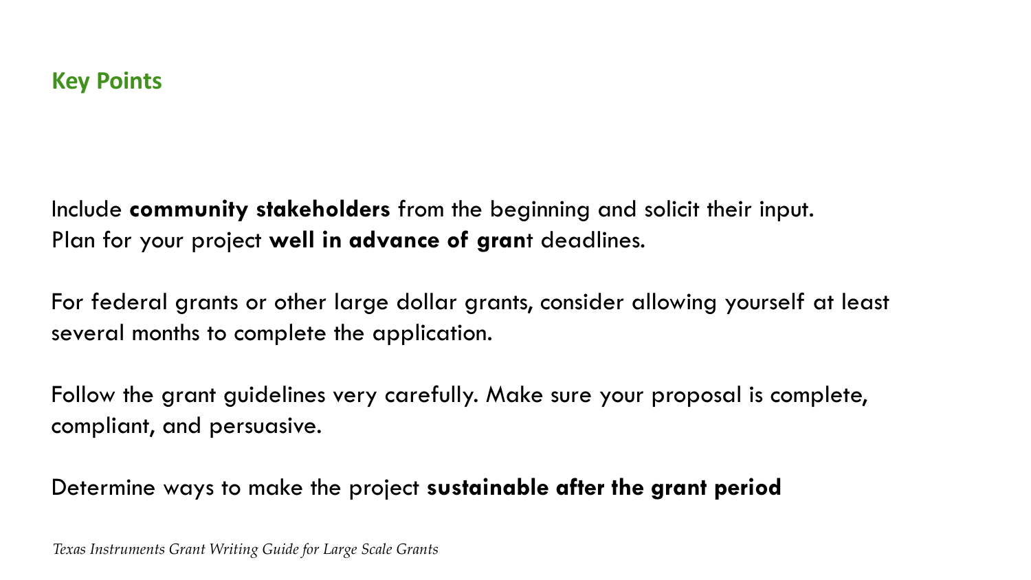## Key Points

Include **community stakeholders** from the beginning and solicit their input.
Plan for your project **well in advance of gran**t deadlines.

For federal grants or other large dollar grants, consider allowing yourself at least several months to complete the application.

Follow the grant guidelines very carefully. Make sure your proposal is complete, compliant, and persuasive.

Determine ways to make the project **sustainable after the grant period**

*Texas Instruments Grant Writing Guide for Large Scale Grants*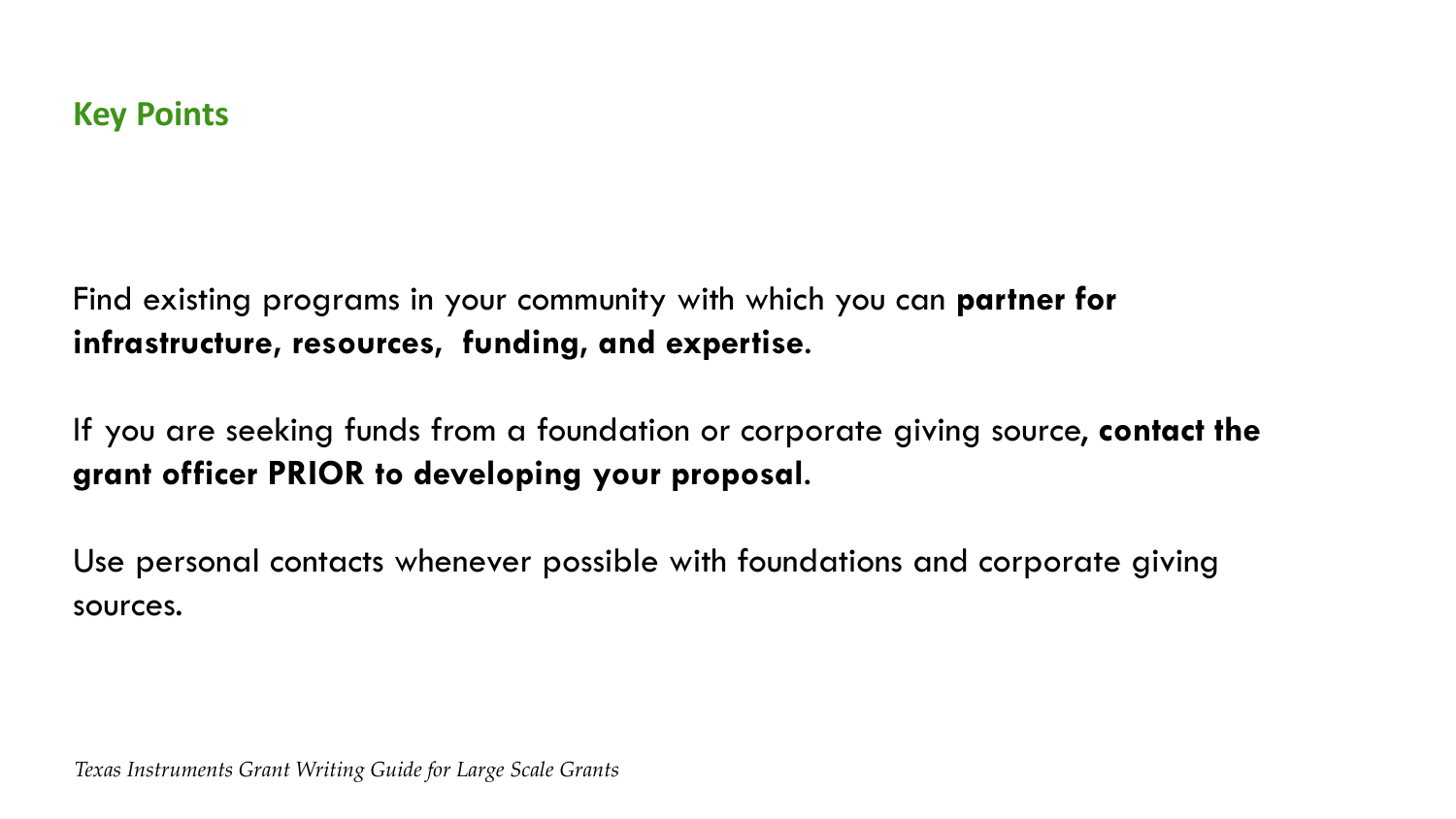## Key Points

Find existing programs in your community with which you can **partner for infrastructure, resources, funding, and expertise**.

If you are seeking funds from a foundation or corporate giving source**, contact the grant officer PRIOR to developing your proposal**.

Use personal contacts whenever possible with foundations and corporate giving sources.

*Texas Instruments Grant Writing Guide for Large Scale Grants*